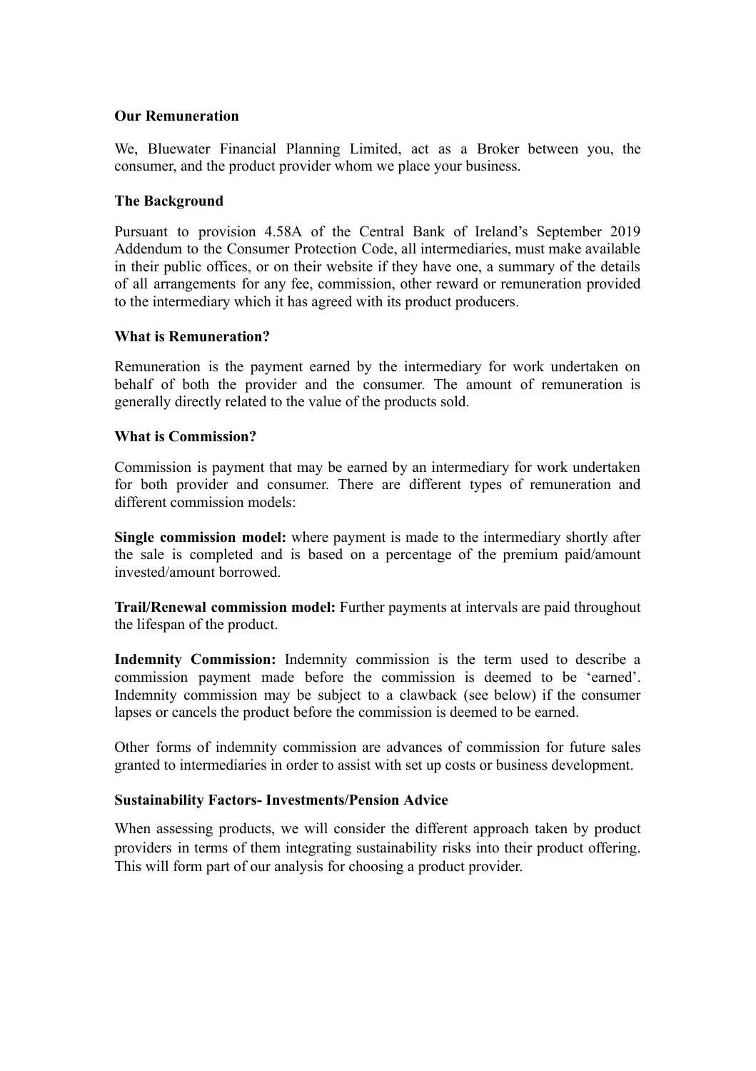**Our Remuneration**

We, Bluewater Financial Planning Limited, act as a Broker between you, the consumer, and the product provider whom we place your business.

**The Background**

Pursuant to provision 4.58A of the Central Bank of Ireland's September 2019 Addendum to the Consumer Protection Code, all intermediaries, must make available in their public offices, or on their website if they have one, a summary of the details of all arrangements for any fee, commission, other reward or remuneration provided to the intermediary which it has agreed with its product producers.

**What is Remuneration?**

Remuneration is the payment earned by the intermediary for work undertaken on behalf of both the provider and the consumer. The amount of remuneration is generally directly related to the value of the products sold.

**What is Commission?**

Commission is payment that may be earned by an intermediary for work undertaken for both provider and consumer. There are different types of remuneration and different commission models:

**Single commission model:** where payment is made to the intermediary shortly after the sale is completed and is based on a percentage of the premium paid/amount invested/amount borrowed.

**Trail/Renewal commission model:** Further payments at intervals are paid throughout the lifespan of the product.

**Indemnity Commission:** Indemnity commission is the term used to describe a commission payment made before the commission is deemed to be 'earned'. Indemnity commission may be subject to a clawback (see below) if the consumer lapses or cancels the product before the commission is deemed to be earned.

Other forms of indemnity commission are advances of commission for future sales granted to intermediaries in order to assist with set up costs or business development.

**Sustainability Factors- Investments/Pension Advice**

When assessing products, we will consider the different approach taken by product providers in terms of them integrating sustainability risks into their product offering. This will form part of our analysis for choosing a product provider.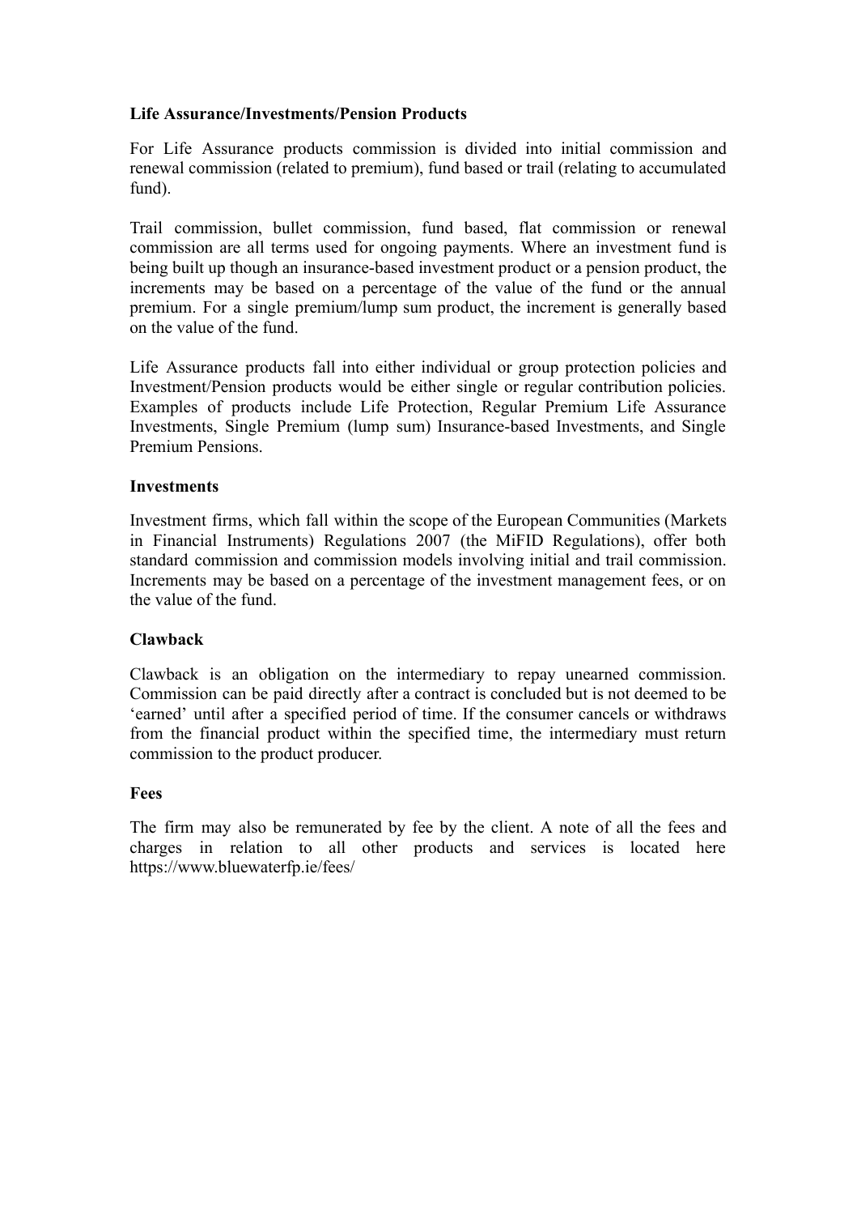**Life Assurance/Investments/Pension Products**

For Life Assurance products commission is divided into initial commission and renewal commission (related to premium), fund based or trail (relating to accumulated fund).

Trail commission, bullet commission, fund based, flat commission or renewal commission are all terms used for ongoing payments. Where an investment fund is being built up though an insurance-based investment product or a pension product, the increments may be based on a percentage of the value of the fund or the annual premium. For a single premium/lump sum product, the increment is generally based on the value of the fund.

Life Assurance products fall into either individual or group protection policies and Investment/Pension products would be either single or regular contribution policies. Examples of products include Life Protection, Regular Premium Life Assurance Investments, Single Premium (lump sum) Insurance-based Investments, and Single Premium Pensions.

**Investments**

Investment firms, which fall within the scope of the European Communities (Markets in Financial Instruments) Regulations 2007 (the MiFID Regulations), offer both standard commission and commission models involving initial and trail commission. Increments may be based on a percentage of the investment management fees, or on the value of the fund.

**Clawback**

Clawback is an obligation on the intermediary to repay unearned commission. Commission can be paid directly after a contract is concluded but is not deemed to be 'earned' until after a specified period of time. If the consumer cancels or withdraws from the financial product within the specified time, the intermediary must return commission to the product producer.

**Fees**

The firm may also be remunerated by fee by the client. A note of all the fees and charges in relation to all other products and services is located here https://www.bluewaterfp.ie/fees/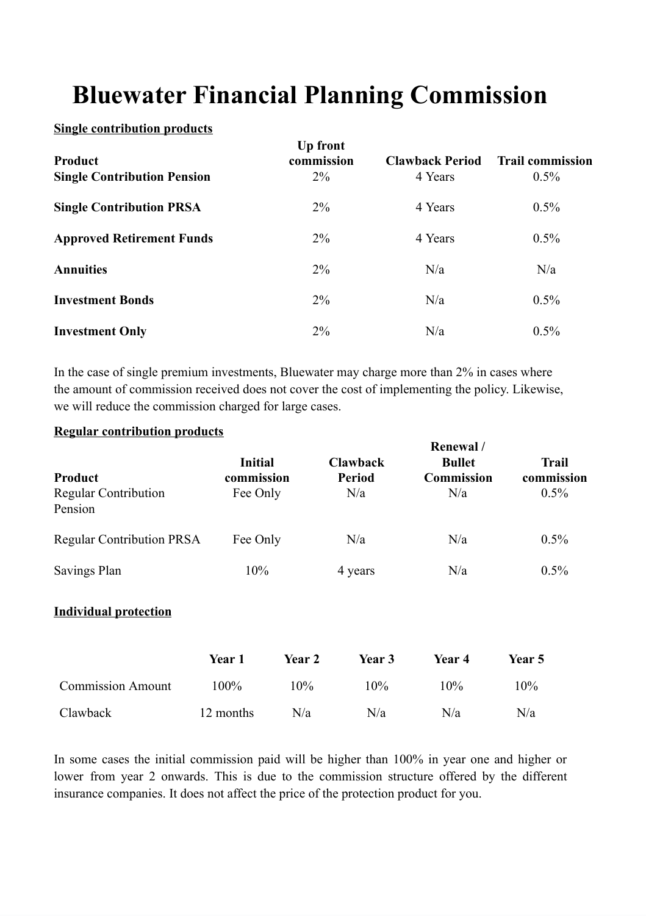# Bluewater Financial Planning Commission

**Single contribution products**

| Product | Up front commission | Clawback Period | Trail commission |
|---|---|---|---|
| **Single Contribution Pension** | 2% | 4 Years | 0.5% |
| **Single Contribution PRSA** | 2% | 4 Years | 0.5% |
| **Approved Retirement Funds** | 2% | 4 Years | 0.5% |
| **Annuities** | 2% | N/a | N/a |
| **Investment Bonds** | 2% | N/a | 0.5% |
| **Investment Only** | 2% | N/a | 0.5% |

In the case of single premium investments, Bluewater may charge more than 2% in cases where the amount of commission received does not cover the cost of implementing the policy. Likewise, we will reduce the commission charged for large cases.

**Regular contribution products**

| Product | Initial commission | Clawback Period | Renewal / Bullet Commission | Trail commission |
|---|---|---|---|---|
| Regular Contribution Pension | Fee Only | N/a | N/a | 0.5% |
| Regular Contribution PRSA | Fee Only | N/a | N/a | 0.5% |
| Savings Plan | 10% | 4 years | N/a | 0.5% |

**Individual protection**

| | Year 1 | Year 2 | Year 3 | Year 4 | Year 5 |
|---|---|---|---|---|---|
| Commission Amount | 100% | 10% | 10% | 10% | 10% |
| Clawback | 12 months | N/a | N/a | N/a | N/a |

In some cases the initial commission paid will be higher than 100% in year one and higher or lower from year 2 onwards. This is due to the commission structure offered by the different insurance companies. It does not affect the price of the protection product for you.